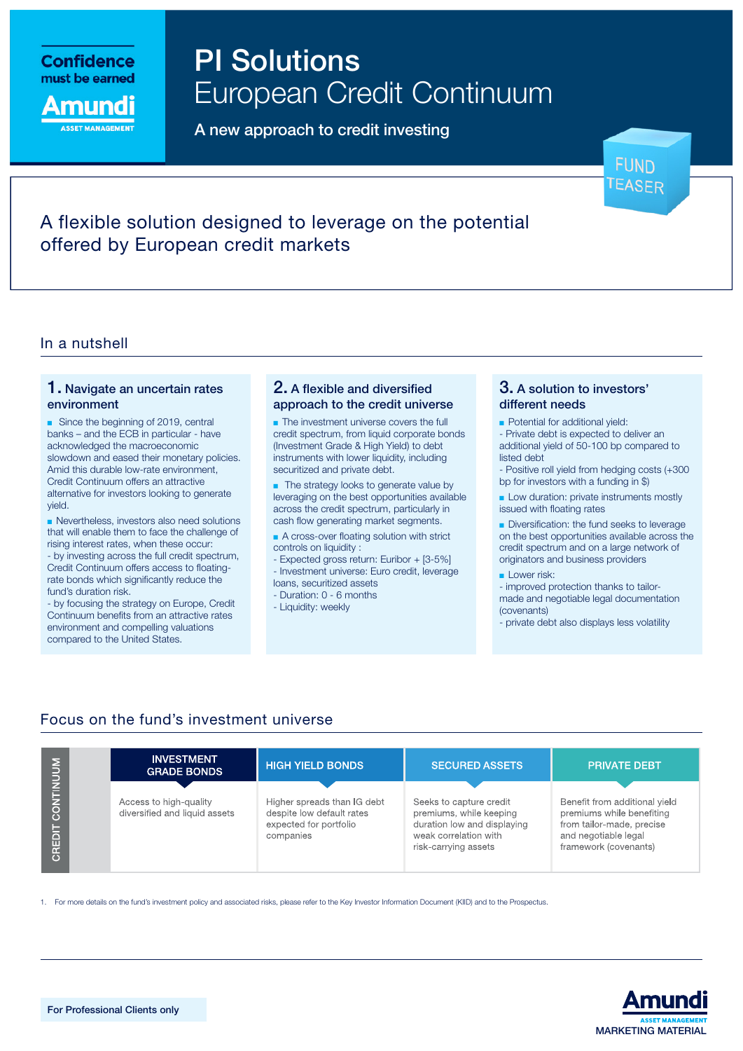Confidence must be earned

Amundi ASSET MANAGEMENT

# PI Solutions
# European Credit Continuum

A new approach to credit investing

FUND TEASER

## A flexible solution designed to leverage on the potential offered by European credit markets

## In a nutshell

### 1. Navigate an uncertain rates environment

- Since the beginning of 2019, central banks – and the ECB in particular - have acknowledged the macroeconomic slowdown and eased their monetary policies. Amid this durable low-rate environment, Credit Continuum offers an attractive alternative for investors looking to generate yield.
- Nevertheless, investors also need solutions that will enable them to face the challenge of rising interest rates, when these occur:
  - by investing across the full credit spectrum, Credit Continuum offers access to floating-rate bonds which significantly reduce the fund's duration risk.
  - by focusing the strategy on Europe, Credit Continuum benefits from an attractive rates environment and compelling valuations compared to the United States.

### 2. A flexible and diversified approach to the credit universe

- The investment universe covers the full credit spectrum, from liquid corporate bonds (Investment Grade & High Yield) to debt instruments with lower liquidity, including securitized and private debt.
- The strategy looks to generate value by leveraging on the best opportunities available across the credit spectrum, particularly in cash flow generating market segments.
- A cross-over floating solution with strict controls on liquidity :
  - Expected gross return: Euribor + [3-5%]
  - Investment universe: Euro credit, leverage loans, securitized assets
  - Duration: 0 - 6 months
  - Liquidity: weekly

### 3. A solution to investors' different needs

- Potential for additional yield:
  - Private debt is expected to deliver an additional yield of 50-100 bp compared to listed debt
  - Positive roll yield from hedging costs (+300 bp for investors with a funding in $)
- Low duration: private instruments mostly issued with floating rates
- Diversification: the fund seeks to leverage on the best opportunities available across the credit spectrum and on a large network of originators and business providers
- Lower risk:
  - improved protection thanks to tailor-made and negotiable legal documentation (covenants)
  - private debt also displays less volatility

## Focus on the fund's investment universe

| CREDIT CONTINUUM | INVESTMENT GRADE BONDS | HIGH YIELD BONDS | SECURED ASSETS | PRIVATE DEBT |
|---|---|---|---|---|
| | Access to high-quality diversified and liquid assets | Higher spreads than IG debt despite low default rates expected for portfolio companies | Seeks to capture credit premiums, while keeping duration low and displaying weak correlation with risk-carrying assets | Benefit from additional yield premiums while benefiting from tailor-made, precise and negotiable legal framework (covenants) |

1. For more details on the fund's investment policy and associated risks, please refer to the Key Investor Information Document (KIID) and to the Prospectus.

For Professional Clients only

Amundi ASSET MANAGEMENT
MARKETING MATERIAL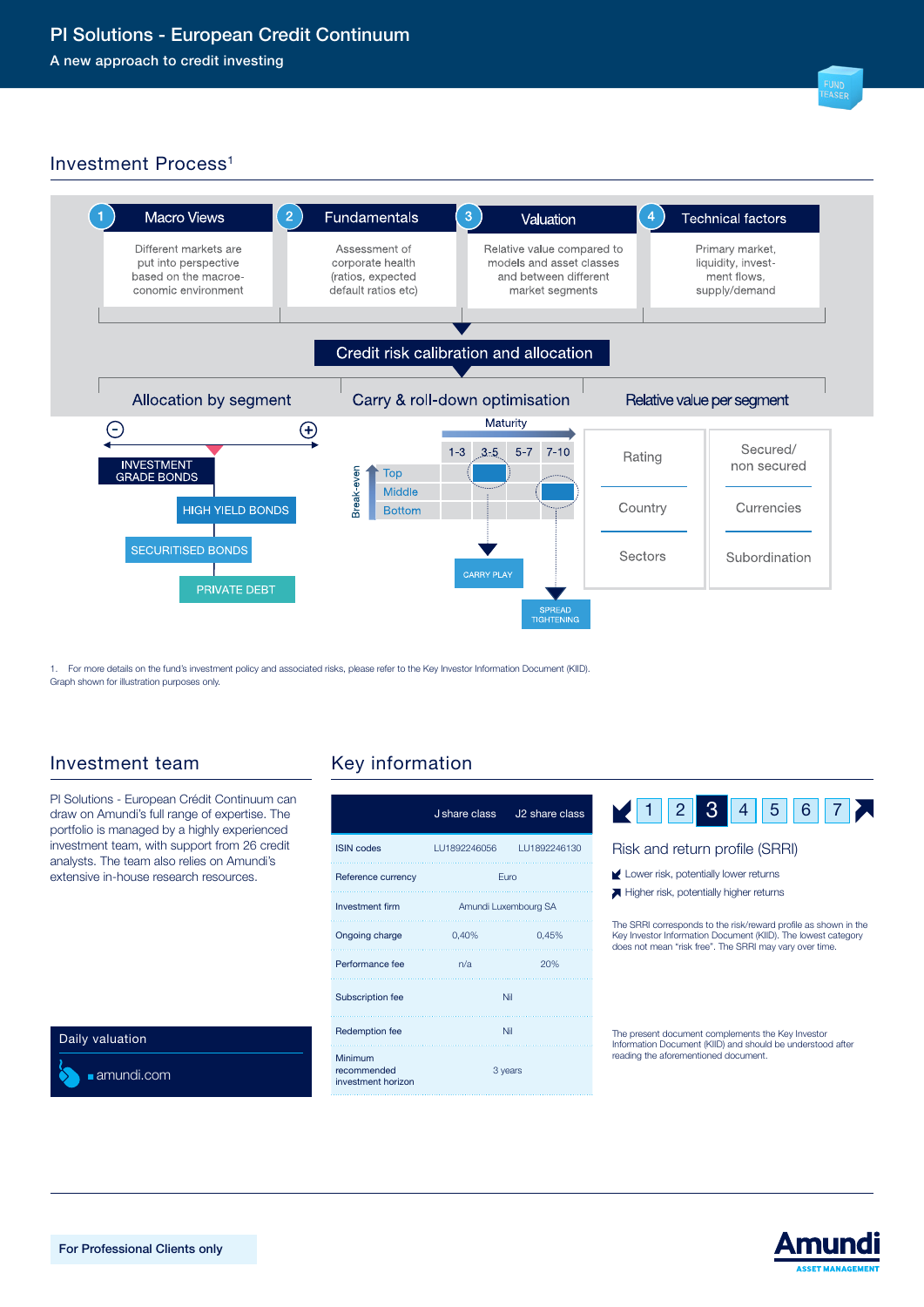# PI Solutions - European Credit Continuum

A new approach to credit investing

FUND TEASER

## Investment Process[1]

1. **Macro Views** — Different markets are put into perspective based on the macroeconomic environment
2. **Fundamentals** — Assessment of corporate health (ratios, expected default ratios etc)
3. **Valuation** — Relative value compared to models and asset classes and between different market segments
4. **Technical factors** — Primary market, liquidity, investment flows, supply/demand

**Credit risk calibration and allocation**

**Allocation by segment**

− / +

- INVESTMENT GRADE BONDS
- HIGH YIELD BONDS
- SECURITISED BONDS
- PRIVATE DEBT

**Carry & roll-down optimisation**

Maturity: 1-3, 3-5, 5-7, 7-10

Break-even: Top, Middle, Bottom

CARRY PLAY

SPREAD TIGHTENING

**Relative value per segment**

| Rating | Secured/ non secured |
|---|---|
| Country | Currencies |
| Sectors | Subordination |

1. For more details on the fund's investment policy and associated risks, please refer to the Key Investor Information Document (KIID). Graph shown for illustration purposes only.

## Investment team

PI Solutions - European Crédit Continuum can draw on Amundi's full range of expertise. The portfolio is managed by a highly experienced investment team, with support from 26 credit analysts. The team also relies on Amundi's extensive in-house research resources.

**Daily valuation**

amundi.com

## Key information

| | J share class | J2 share class |
|---|---|---|
| ISIN codes | LU1892246056 | LU1892246130 |
| Reference currency | Euro | |
| Investment firm | Amundi Luxembourg SA | |
| Ongoing charge | 0,40% | 0,45% |
| Performance fee | n/a | 20% |
| Subscription fee | Nil | |
| Redemption fee | Nil | |
| Minimum recommended investment horizon | 3 years | |

1 2 **3** 4 5 6 7

### Risk and return profile (SRRI)

- Lower risk, potentially lower returns
- Higher risk, potentially higher returns

The SRRI corresponds to the risk/reward profile as shown in the Key Investor Information Document (KIID). The lowest category does not mean "risk free". The SRRI may vary over time.

The present document complements the Key Investor Information Document (KIID) and should be understood after reading the aforementioned document.

For Professional Clients only

Amundi ASSET MANAGEMENT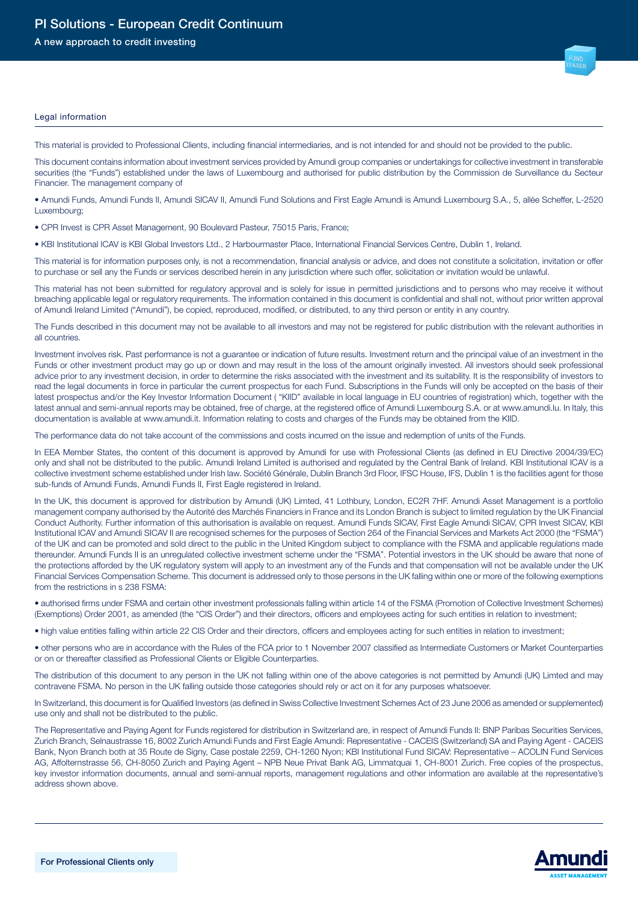# PI Solutions - European Credit Continuum

A new approach to credit investing

## Legal information

This material is provided to Professional Clients, including financial intermediaries, and is not intended for and should not be provided to the public.

This document contains information about investment services provided by Amundi group companies or undertakings for collective investment in transferable securities (the "Funds") established under the laws of Luxembourg and authorised for public distribution by the Commission de Surveillance du Secteur Financier. The management company of

- Amundi Funds, Amundi Funds II, Amundi SICAV II, Amundi Fund Solutions and First Eagle Amundi is Amundi Luxembourg S.A., 5, allée Scheffer, L-2520 Luxembourg;
- CPR Invest is CPR Asset Management, 90 Boulevard Pasteur, 75015 Paris, France;
- KBI Institutional ICAV is KBI Global Investors Ltd., 2 Harbourmaster Place, International Financial Services Centre, Dublin 1, Ireland.

This material is for information purposes only, is not a recommendation, financial analysis or advice, and does not constitute a solicitation, invitation or offer to purchase or sell any the Funds or services described herein in any jurisdiction where such offer, solicitation or invitation would be unlawful.

This material has not been submitted for regulatory approval and is solely for issue in permitted jurisdictions and to persons who may receive it without breaching applicable legal or regulatory requirements. The information contained in this document is confidential and shall not, without prior written approval of Amundi Ireland Limited ("Amundi"), be copied, reproduced, modified, or distributed, to any third person or entity in any country.

The Funds described in this document may not be available to all investors and may not be registered for public distribution with the relevant authorities in all countries.

Investment involves risk. Past performance is not a guarantee or indication of future results. Investment return and the principal value of an investment in the Funds or other investment product may go up or down and may result in the loss of the amount originally invested. All investors should seek professional advice prior to any investment decision, in order to determine the risks associated with the investment and its suitability. It is the responsibility of investors to read the legal documents in force in particular the current prospectus for each Fund. Subscriptions in the Funds will only be accepted on the basis of their latest prospectus and/or the Key Investor Information Document ( "KIID" available in local language in EU countries of registration) which, together with the latest annual and semi-annual reports may be obtained, free of charge, at the registered office of Amundi Luxembourg S.A. or at www.amundi.lu. In Italy, this documentation is available at www.amundi.it. Information relating to costs and charges of the Funds may be obtained from the KIID.

The performance data do not take account of the commissions and costs incurred on the issue and redemption of units of the Funds.

In EEA Member States, the content of this document is approved by Amundi for use with Professional Clients (as defined in EU Directive 2004/39/EC) only and shall not be distributed to the public. Amundi Ireland Limited is authorised and regulated by the Central Bank of Ireland. KBI Institutional ICAV is a collective investment scheme established under Irish law. Société Générale, Dublin Branch 3rd Floor, IFSC House, IFS, Dublin 1 is the facilities agent for those sub-funds of Amundi Funds, Amundi Funds II, First Eagle registered in Ireland.

In the UK, this document is approved for distribution by Amundi (UK) Limted, 41 Lothbury, London, EC2R 7HF. Amundi Asset Management is a portfolio management company authorised by the Autorité des Marchés Financiers in France and its London Branch is subject to limited regulation by the UK Financial Conduct Authority. Further information of this authorisation is available on request. Amundi Funds SICAV, First Eagle Amundi SICAV, CPR Invest SICAV, KBI Institutional ICAV and Amundi SICAV II are recognised schemes for the purposes of Section 264 of the Financial Services and Markets Act 2000 (the "FSMA") of the UK and can be promoted and sold direct to the public in the United Kingdom subject to compliance with the FSMA and applicable regulations made thereunder. Amundi Funds II is an unregulated collective investment scheme under the "FSMA". Potential investors in the UK should be aware that none of the protections afforded by the UK regulatory system will apply to an investment any of the Funds and that compensation will not be available under the UK Financial Services Compensation Scheme. This document is addressed only to those persons in the UK falling within one or more of the following exemptions from the restrictions in s 238 FSMA:

- authorised firms under FSMA and certain other investment professionals falling within article 14 of the FSMA (Promotion of Collective Investment Schemes) (Exemptions) Order 2001, as amended (the "CIS Order") and their directors, officers and employees acting for such entities in relation to investment;
- high value entities falling within article 22 CIS Order and their directors, officers and employees acting for such entities in relation to investment;
- other persons who are in accordance with the Rules of the FCA prior to 1 November 2007 classified as Intermediate Customers or Market Counterparties or on or thereafter classified as Professional Clients or Eligible Counterparties.

The distribution of this document to any person in the UK not falling within one of the above categories is not permitted by Amundi (UK) Limted and may contravene FSMA. No person in the UK falling outside those categories should rely or act on it for any purposes whatsoever.

In Switzerland, this document is for Qualified Investors (as defined in Swiss Collective Investment Schemes Act of 23 June 2006 as amended or supplemented) use only and shall not be distributed to the public.

The Representative and Paying Agent for Funds registered for distribution in Switzerland are, in respect of Amundi Funds II: BNP Paribas Securities Services, Zurich Branch, Selnaustrasse 16, 8002 Zurich Amundi Funds and First Eagle Amundi: Representative - CACEIS (Switzerland) SA and Paying Agent - CACEIS Bank, Nyon Branch both at 35 Route de Signy, Case postale 2259, CH-1260 Nyon; KBI Institutional Fund SICAV: Representative – ACOLIN Fund Services AG, Affoltemstrasse 56, CH-8050 Zurich and Paying Agent – NPB Neue Privat Bank AG, Limmatquai 1, CH-8001 Zurich. Free copies of the prospectus, key investor information documents, annual and semi-annual reports, management regulations and other information are available at the representative's address shown above.

For Professional Clients only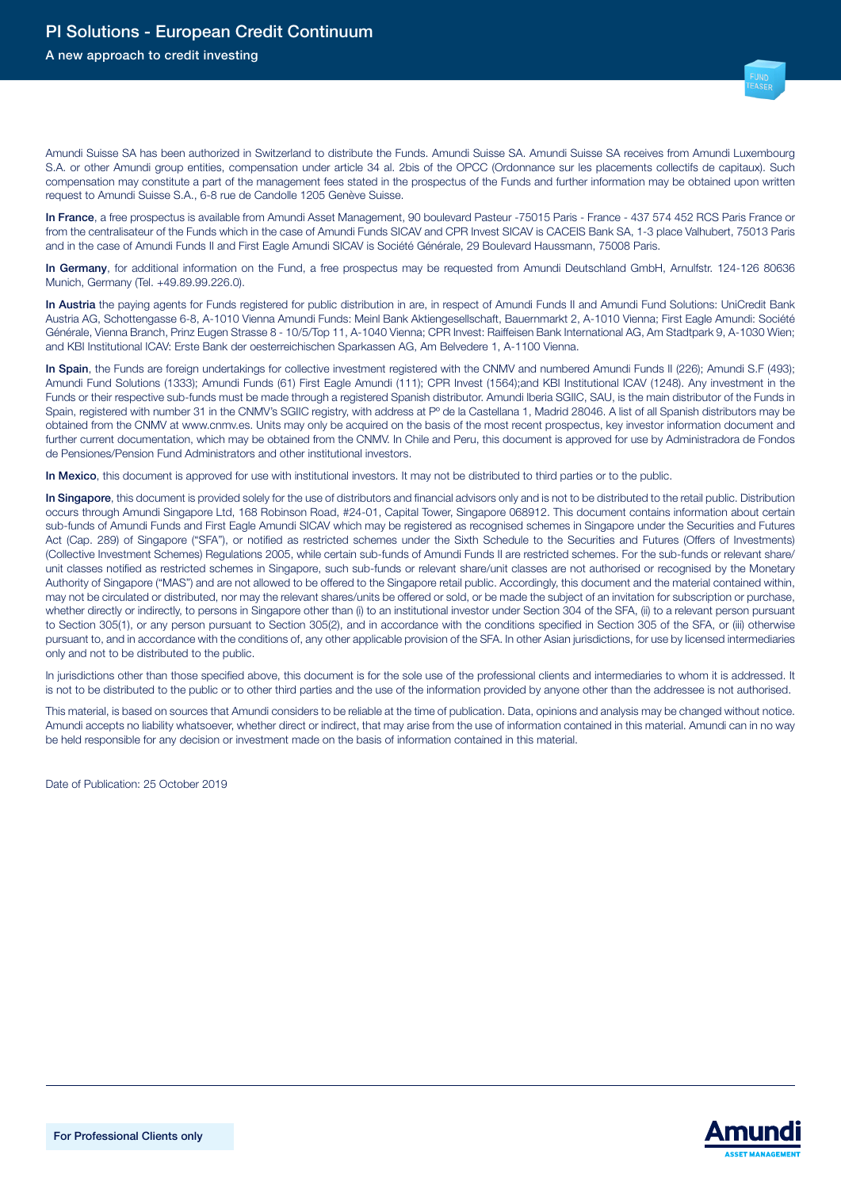Amundi Suisse SA has been authorized in Switzerland to distribute the Funds. Amundi Suisse SA. Amundi Suisse SA receives from Amundi Luxembourg S.A. or other Amundi group entities, compensation under article 34 al. 2bis of the OPCC (Ordonnance sur les placements collectifs de capitaux). Such compensation may constitute a part of the management fees stated in the prospectus of the Funds and further information may be obtained upon written request to Amundi Suisse S.A., 6-8 rue de Candolle 1205 Genève Suisse.

**In France**, a free prospectus is available from Amundi Asset Management, 90 boulevard Pasteur -75015 Paris - France - 437 574 452 RCS Paris France or from the centralisateur of the Funds which in the case of Amundi Funds SICAV and CPR Invest SICAV is CACEIS Bank SA, 1-3 place Valhubert, 75013 Paris and in the case of Amundi Funds II and First Eagle Amundi SICAV is Société Générale, 29 Boulevard Haussmann, 75008 Paris.

**In Germany**, for additional information on the Fund, a free prospectus may be requested from Amundi Deutschland GmbH, Arnulfstr. 124-126 80636 Munich, Germany (Tel. +49.89.99.226.0).

**In Austria** the paying agents for Funds registered for public distribution in are, in respect of Amundi Funds II and Amundi Fund Solutions: UniCredit Bank Austria AG, Schottengasse 6-8, A-1010 Vienna Amundi Funds: Meinl Bank Aktiengesellschaft, Bauernmarkt 2, A-1010 Vienna; First Eagle Amundi: Société Générale, Vienna Branch, Prinz Eugen Strasse 8 - 10/5/Top 11, A-1040 Vienna; CPR Invest: Raiffeisen Bank International AG, Am Stadtpark 9, A-1030 Wien; and KBI Institutional ICAV: Erste Bank der oesterreichischen Sparkassen AG, Am Belvedere 1, A-1100 Vienna.

**In Spain**, the Funds are foreign undertakings for collective investment registered with the CNMV and numbered Amundi Funds II (226); Amundi S.F (493); Amundi Fund Solutions (1333); Amundi Funds (61) First Eagle Amundi (111); CPR Invest (1564);and KBI Institutional ICAV (1248). Any investment in the Funds or their respective sub-funds must be made through a registered Spanish distributor. Amundi Iberia SGIIC, SAU, is the main distributor of the Funds in Spain, registered with number 31 in the CNMV's SGIIC registry, with address at Pº de la Castellana 1, Madrid 28046. A list of all Spanish distributors may be obtained from the CNMV at www.cnmv.es. Units may only be acquired on the basis of the most recent prospectus, key investor information document and further current documentation, which may be obtained from the CNMV. In Chile and Peru, this document is approved for use by Administradora de Fondos de Pensiones/Pension Fund Administrators and other institutional investors.

**In Mexico**, this document is approved for use with institutional investors. It may not be distributed to third parties or to the public.

**In Singapore**, this document is provided solely for the use of distributors and financial advisors only and is not to be distributed to the retail public. Distribution occurs through Amundi Singapore Ltd, 168 Robinson Road, #24-01, Capital Tower, Singapore 068912. This document contains information about certain sub-funds of Amundi Funds and First Eagle Amundi SICAV which may be registered as recognised schemes in Singapore under the Securities and Futures Act (Cap. 289) of Singapore ("SFA"), or notified as restricted schemes under the Sixth Schedule to the Securities and Futures (Offers of Investments) (Collective Investment Schemes) Regulations 2005, while certain sub-funds of Amundi Funds II are restricted schemes. For the sub-funds or relevant share/unit classes notified as restricted schemes in Singapore, such sub-funds or relevant share/unit classes are not authorised or recognised by the Monetary Authority of Singapore ("MAS") and are not allowed to be offered to the Singapore retail public. Accordingly, this document and the material contained within, may not be circulated or distributed, nor may the relevant shares/units be offered or sold, or be made the subject of an invitation for subscription or purchase, whether directly or indirectly, to persons in Singapore other than (i) to an institutional investor under Section 304 of the SFA, (ii) to a relevant person pursuant to Section 305(1), or any person pursuant to Section 305(2), and in accordance with the conditions specified in Section 305 of the SFA, or (iii) otherwise pursuant to, and in accordance with the conditions of, any other applicable provision of the SFA. In other Asian jurisdictions, for use by licensed intermediaries only and not to be distributed to the public.

In jurisdictions other than those specified above, this document is for the sole use of the professional clients and intermediaries to whom it is addressed. It is not to be distributed to the public or to other third parties and the use of the information provided by anyone other than the addressee is not authorised.

This material, is based on sources that Amundi considers to be reliable at the time of publication. Data, opinions and analysis may be changed without notice. Amundi accepts no liability whatsoever, whether direct or indirect, that may arise from the use of information contained in this material. Amundi can in no way be held responsible for any decision or investment made on the basis of information contained in this material.

Date of Publication: 25 October 2019

For Professional Clients only